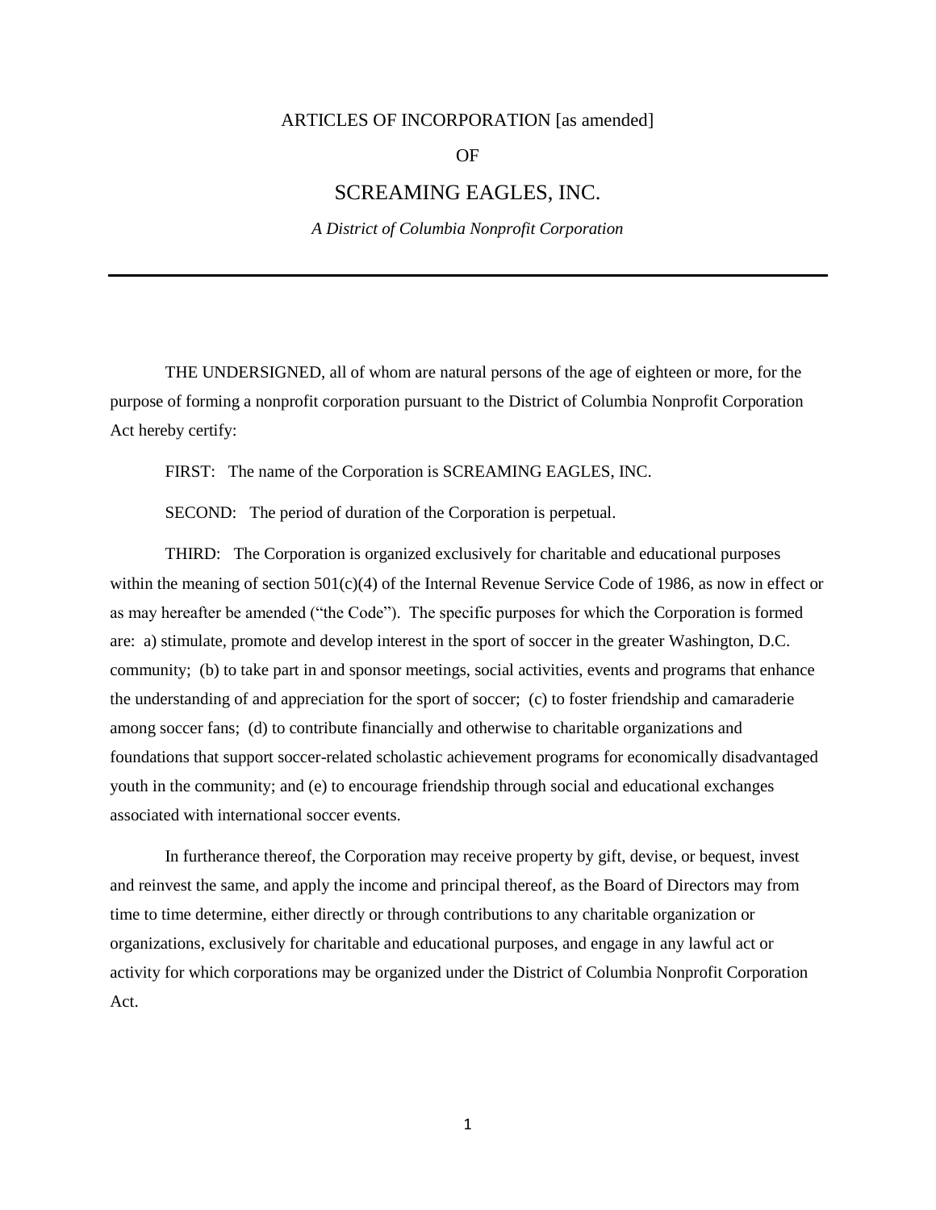# ARTICLES OF INCORPORATION [as amended]

## OF

## SCREAMING EAGLES, INC.

*A District of Columbia Nonprofit Corporation*

---

THE UNDERSIGNED, all of whom are natural persons of the age of eighteen or more, for the purpose of forming a nonprofit corporation pursuant to the District of Columbia Nonprofit Corporation Act hereby certify:

FIRST: The name of the Corporation is SCREAMING EAGLES, INC.

SECOND: The period of duration of the Corporation is perpetual.

THIRD: The Corporation is organized exclusively for charitable and educational purposes within the meaning of section 501(c)(4) of the Internal Revenue Service Code of 1986, as now in effect or as may hereafter be amended ("the Code"). The specific purposes for which the Corporation is formed are: a) stimulate, promote and develop interest in the sport of soccer in the greater Washington, D.C. community; (b) to take part in and sponsor meetings, social activities, events and programs that enhance the understanding of and appreciation for the sport of soccer; (c) to foster friendship and camaraderie among soccer fans; (d) to contribute financially and otherwise to charitable organizations and foundations that support soccer-related scholastic achievement programs for economically disadvantaged youth in the community; and (e) to encourage friendship through social and educational exchanges associated with international soccer events.

In furtherance thereof, the Corporation may receive property by gift, devise, or bequest, invest and reinvest the same, and apply the income and principal thereof, as the Board of Directors may from time to time determine, either directly or through contributions to any charitable organization or organizations, exclusively for charitable and educational purposes, and engage in any lawful act or activity for which corporations may be organized under the District of Columbia Nonprofit Corporation Act.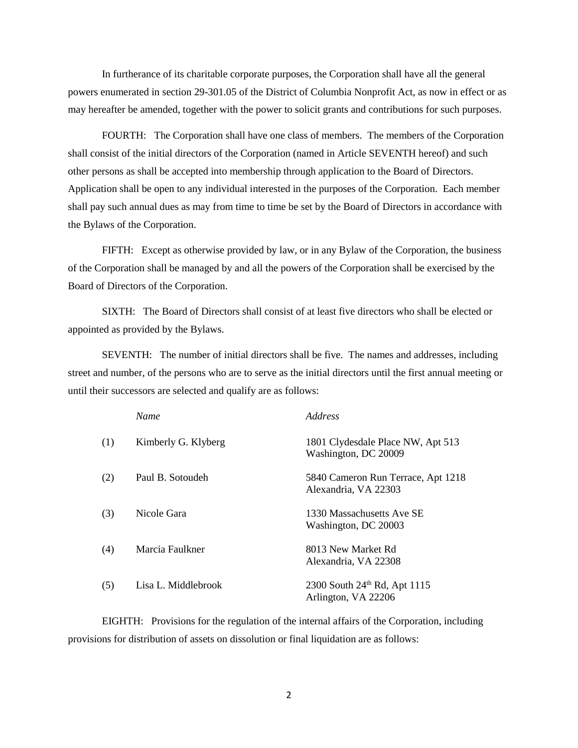In furtherance of its charitable corporate purposes, the Corporation shall have all the general powers enumerated in section 29-301.05 of the District of Columbia Nonprofit Act, as now in effect or as may hereafter be amended, together with the power to solicit grants and contributions for such purposes.

FOURTH: The Corporation shall have one class of members. The members of the Corporation shall consist of the initial directors of the Corporation (named in Article SEVENTH hereof) and such other persons as shall be accepted into membership through application to the Board of Directors. Application shall be open to any individual interested in the purposes of the Corporation. Each member shall pay such annual dues as may from time to time be set by the Board of Directors in accordance with the Bylaws of the Corporation.

FIFTH: Except as otherwise provided by law, or in any Bylaw of the Corporation, the business of the Corporation shall be managed by and all the powers of the Corporation shall be exercised by the Board of Directors of the Corporation.

SIXTH: The Board of Directors shall consist of at least five directors who shall be elected or appointed as provided by the Bylaws.

SEVENTH: The number of initial directors shall be five. The names and addresses, including street and number, of the persons who are to serve as the initial directors until the first annual meeting or until their successors are selected and qualify are as follows:

| | *Name* | *Address* |
|---|---|---|
| (1) | Kimberly G. Klyberg | 1801 Clydesdale Place NW, Apt 513<br>Washington, DC 20009 |
| (2) | Paul B. Sotoudeh | 5840 Cameron Run Terrace, Apt 1218<br>Alexandria, VA 22303 |
| (3) | Nicole Gara | 1330 Massachusetts Ave SE<br>Washington, DC 20003 |
| (4) | Marcia Faulkner | 8013 New Market Rd<br>Alexandria, VA 22308 |
| (5) | Lisa L. Middlebrook | 2300 South 24th Rd, Apt 1115<br>Arlington, VA 22206 |

EIGHTH: Provisions for the regulation of the internal affairs of the Corporation, including provisions for distribution of assets on dissolution or final liquidation are as follows: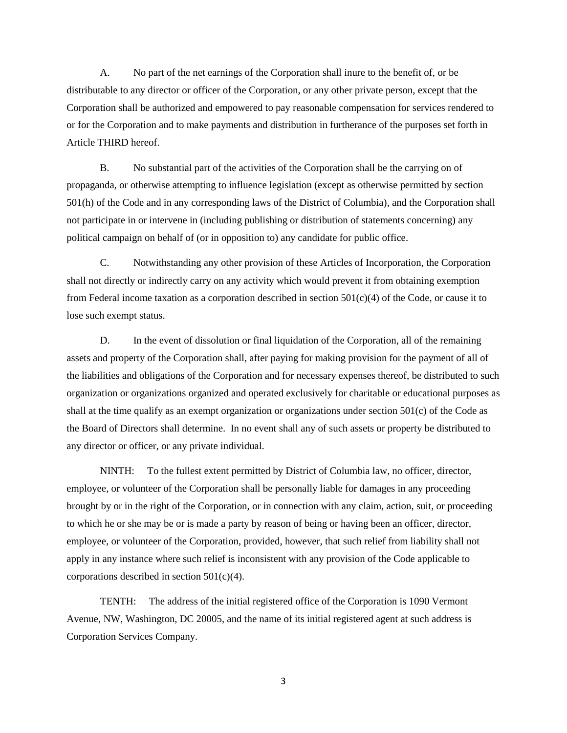A. No part of the net earnings of the Corporation shall inure to the benefit of, or be distributable to any director or officer of the Corporation, or any other private person, except that the Corporation shall be authorized and empowered to pay reasonable compensation for services rendered to or for the Corporation and to make payments and distribution in furtherance of the purposes set forth in Article THIRD hereof.

B. No substantial part of the activities of the Corporation shall be the carrying on of propaganda, or otherwise attempting to influence legislation (except as otherwise permitted by section 501(h) of the Code and in any corresponding laws of the District of Columbia), and the Corporation shall not participate in or intervene in (including publishing or distribution of statements concerning) any political campaign on behalf of (or in opposition to) any candidate for public office.

C. Notwithstanding any other provision of these Articles of Incorporation, the Corporation shall not directly or indirectly carry on any activity which would prevent it from obtaining exemption from Federal income taxation as a corporation described in section 501(c)(4) of the Code, or cause it to lose such exempt status.

D. In the event of dissolution or final liquidation of the Corporation, all of the remaining assets and property of the Corporation shall, after paying for making provision for the payment of all of the liabilities and obligations of the Corporation and for necessary expenses thereof, be distributed to such organization or organizations organized and operated exclusively for charitable or educational purposes as shall at the time qualify as an exempt organization or organizations under section 501(c) of the Code as the Board of Directors shall determine. In no event shall any of such assets or property be distributed to any director or officer, or any private individual.

NINTH: To the fullest extent permitted by District of Columbia law, no officer, director, employee, or volunteer of the Corporation shall be personally liable for damages in any proceeding brought by or in the right of the Corporation, or in connection with any claim, action, suit, or proceeding to which he or she may be or is made a party by reason of being or having been an officer, director, employee, or volunteer of the Corporation, provided, however, that such relief from liability shall not apply in any instance where such relief is inconsistent with any provision of the Code applicable to corporations described in section 501(c)(4).

TENTH: The address of the initial registered office of the Corporation is 1090 Vermont Avenue, NW, Washington, DC 20005, and the name of its initial registered agent at such address is Corporation Services Company.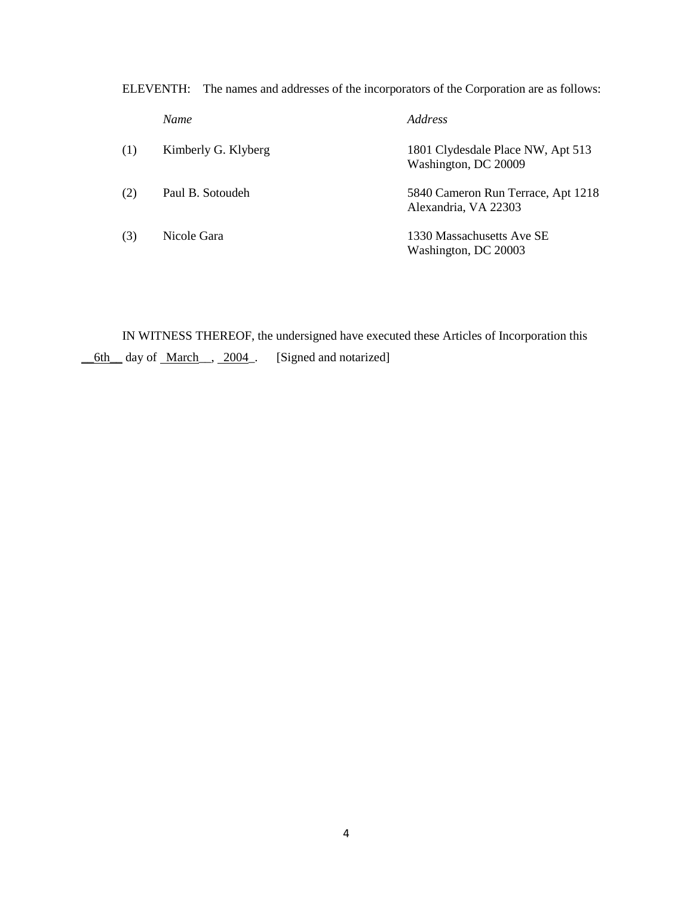ELEVENTH: The names and addresses of the incorporators of the Corporation are as follows:

| | *Name* | *Address* |
|---|---|---|
| (1) | Kimberly G. Klyberg | 1801 Clydesdale Place NW, Apt 513<br>Washington, DC 20009 |
| (2) | Paul B. Sotoudeh | 5840 Cameron Run Terrace, Apt 1218<br>Alexandria, VA 22303 |
| (3) | Nicole Gara | 1330 Massachusetts Ave SE<br>Washington, DC 20003 |

IN WITNESS THEREOF, the undersigned have executed these Articles of Incorporation this __6th__ day of _March__, _2004_. [Signed and notarized]